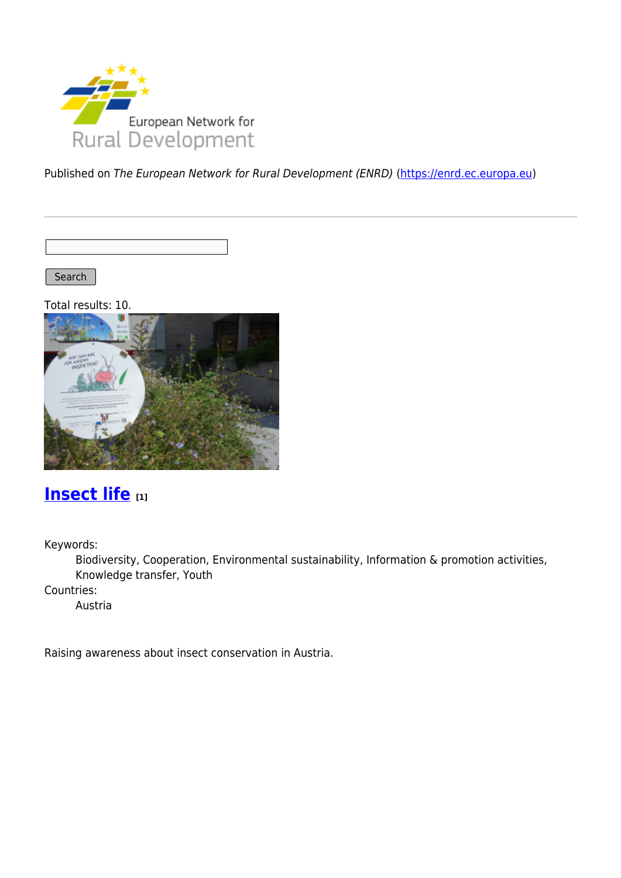Published on *The European Network for Rural Development (ENRD)* (https://enrd.ec.europa.eu)

Search

Total results: 10.

## Insect life [1]

Keywords:
: Biodiversity, Cooperation, Environmental sustainability, Information & promotion activities, Knowledge transfer, Youth

Countries:
: Austria

Raising awareness about insect conservation in Austria.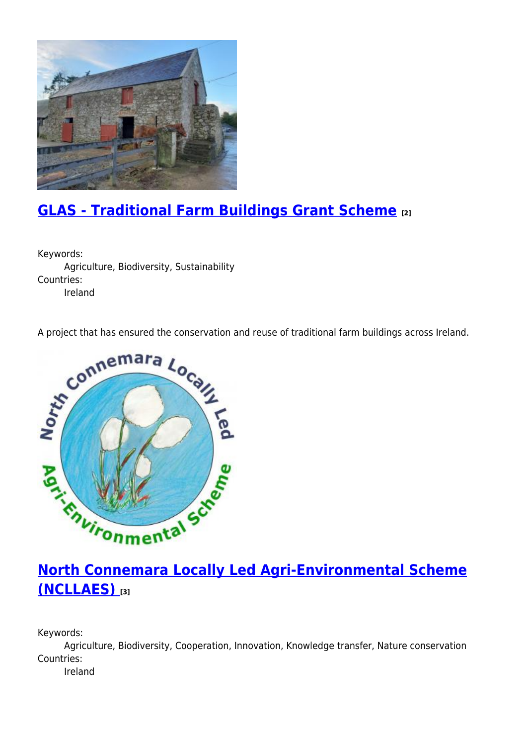## GLAS - Traditional Farm Buildings Grant Scheme [2]

Keywords:
Agriculture, Biodiversity, Sustainability

Countries:
Ireland

A project that has ensured the conservation and reuse of traditional farm buildings across Ireland.

## North Connemara Locally Led Agri-Environmental Scheme (NCLLAES) [3]

Keywords:
Agriculture, Biodiversity, Cooperation, Innovation, Knowledge transfer, Nature conservation

Countries:
Ireland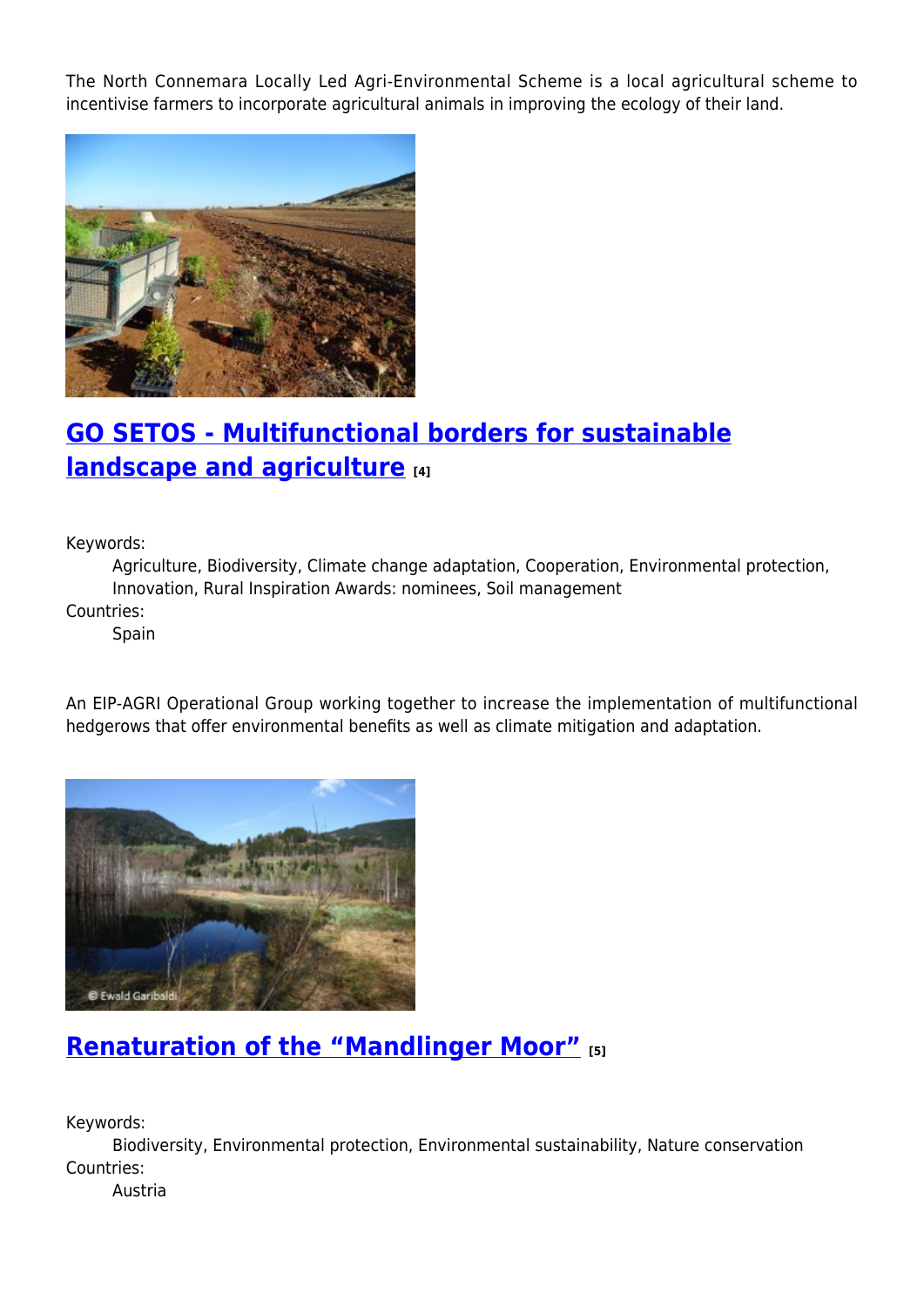The North Connemara Locally Led Agri-Environmental Scheme is a local agricultural scheme to incentivise farmers to incorporate agricultural animals in improving the ecology of their land.

## GO SETOS - Multifunctional borders for sustainable landscape and agriculture [4]

Keywords:
Agriculture, Biodiversity, Climate change adaptation, Cooperation, Environmental protection, Innovation, Rural Inspiration Awards: nominees, Soil management

Countries:
Spain

An EIP-AGRI Operational Group working together to increase the implementation of multifunctional hedgerows that offer environmental benefits as well as climate mitigation and adaptation.

## Renaturation of the “Mandlinger Moor” [5]

Keywords:
Biodiversity, Environmental protection, Environmental sustainability, Nature conservation

Countries:
Austria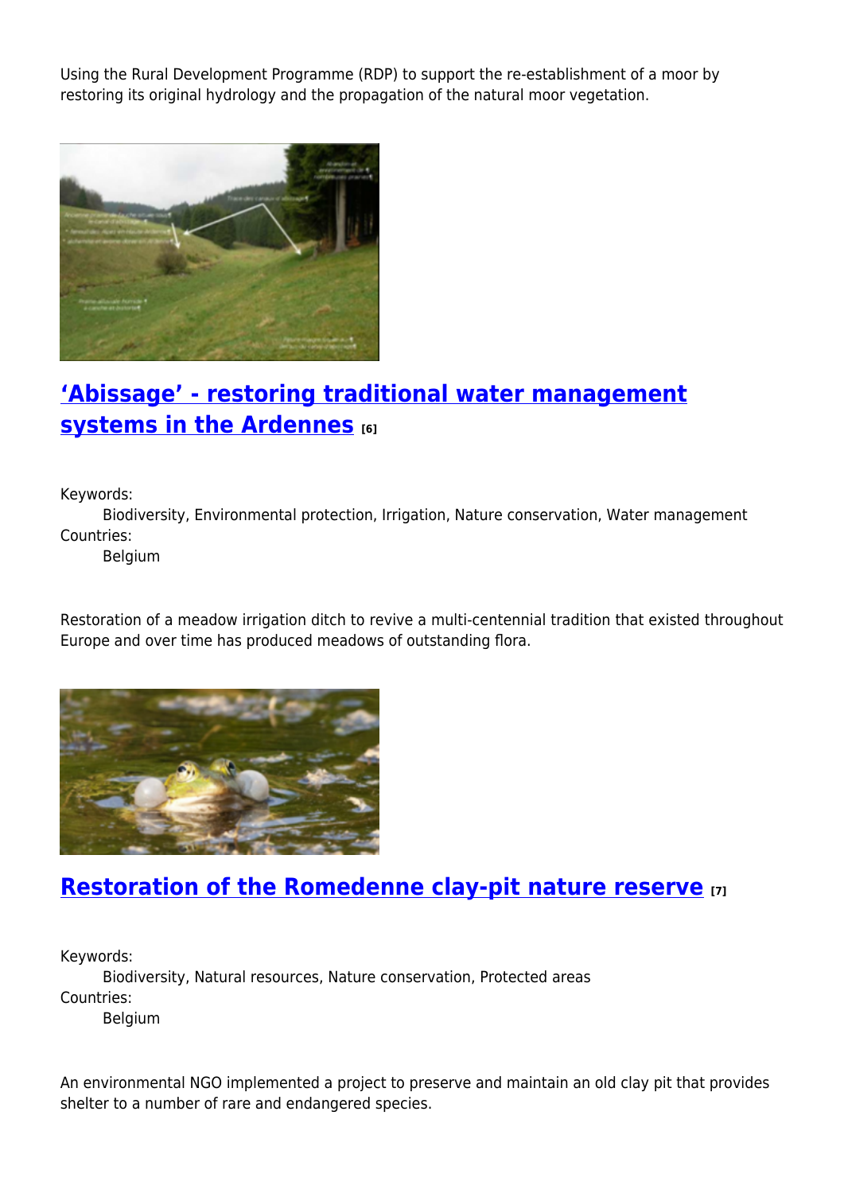Using the Rural Development Programme (RDP) to support the re-establishment of a moor by restoring its original hydrology and the propagation of the natural moor vegetation.

## 'Abissage' - restoring traditional water management systems in the Ardennes [6]

Keywords:
Biodiversity, Environmental protection, Irrigation, Nature conservation, Water management

Countries:
Belgium

Restoration of a meadow irrigation ditch to revive a multi-centennial tradition that existed throughout Europe and over time has produced meadows of outstanding flora.

## Restoration of the Romedenne clay-pit nature reserve [7]

Keywords:
Biodiversity, Natural resources, Nature conservation, Protected areas

Countries:
Belgium

An environmental NGO implemented a project to preserve and maintain an old clay pit that provides shelter to a number of rare and endangered species.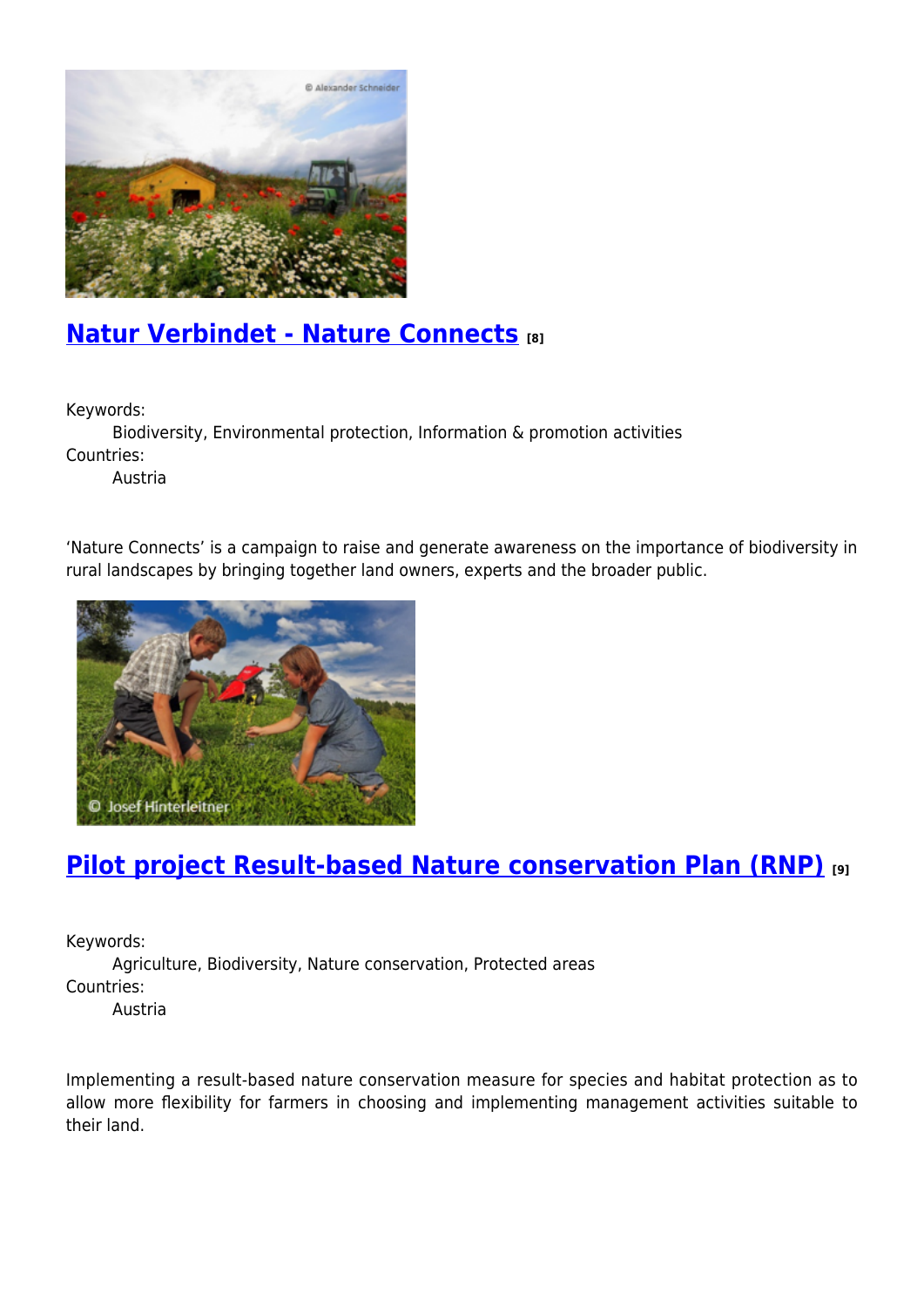## Natur Verbindet - Nature Connects [8]

Keywords:
: Biodiversity, Environmental protection, Information & promotion activities

Countries:
: Austria

'Nature Connects' is a campaign to raise and generate awareness on the importance of biodiversity in rural landscapes by bringing together land owners, experts and the broader public.

## Pilot project Result-based Nature conservation Plan (RNP) [9]

Keywords:
: Agriculture, Biodiversity, Nature conservation, Protected areas

Countries:
: Austria

Implementing a result-based nature conservation measure for species and habitat protection as to allow more flexibility for farmers in choosing and implementing management activities suitable to their land.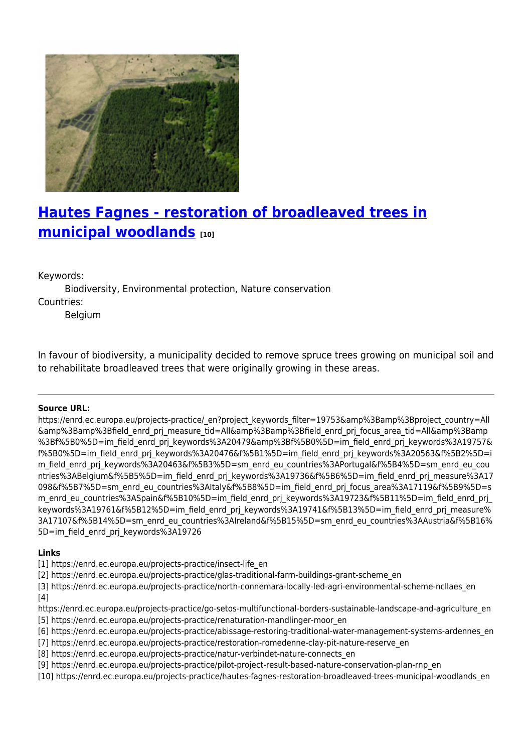## [Hautes Fagnes - restoration of broadleaved trees in municipal woodlands](https://enrd.ec.europa.eu/projects-practice/hautes-fagnes-restoration-broadleaved-trees-municipal-woodlands_en) [10]

Keywords:

Biodiversity, Environmental protection, Nature conservation

Countries:

Belgium

In favour of biodiversity, a municipality decided to remove spruce trees growing on municipal soil and to rehabilitate broadleaved trees that were originally growing in these areas.

---

**Source URL:**
https://enrd.ec.europa.eu/projects-practice/_en?project_keywords_filter=19753&amp%3Bamp%3Bproject_country=All&amp%3Bamp%3Bfield_enrd_prj_measure_tid=All&amp%3Bamp%3Bfield_enrd_prj_focus_area_tid=All&amp%3Bamp%3Bf%5B0%5D=im_field_enrd_prj_keywords%3A20479&amp%3Bf%5B0%5D=im_field_enrd_prj_keywords%3A19757&f%5B0%5D=im_field_enrd_prj_keywords%3A20476&f%5B1%5D=im_field_enrd_prj_keywords%3A20563&f%5B2%5D=im_field_enrd_prj_keywords%3A20463&f%5B3%5D=sm_enrd_eu_countries%3APortugal&f%5B4%5D=sm_enrd_eu_countries%3ABelgium&f%5B5%5D=im_field_enrd_prj_keywords%3A19736&f%5B6%5D=im_field_enrd_prj_measure%3A17098&f%5B7%5D=sm_enrd_eu_countries%3AItaly&f%5B8%5D=im_field_enrd_prj_focus_area%3A17119&f%5B9%5D=sm_enrd_eu_countries%3ASpain&f%5B10%5D=im_field_enrd_prj_keywords%3A19723&f%5B11%5D=im_field_enrd_prj_keywords%3A19761&f%5B12%5D=im_field_enrd_prj_keywords%3A19741&f%5B13%5D=im_field_enrd_prj_measure%3A17107&f%5B14%5D=sm_enrd_eu_countries%3AIreland&f%5B15%5D=sm_enrd_eu_countries%3AAustria&f%5B16%5D=im_field_enrd_prj_keywords%3A19726

**Links**

[1] https://enrd.ec.europa.eu/projects-practice/insect-life_en
[2] https://enrd.ec.europa.eu/projects-practice/glas-traditional-farm-buildings-grant-scheme_en
[3] https://enrd.ec.europa.eu/projects-practice/north-connemara-locally-led-agri-environmental-scheme-ncllaes_en
[4] https://enrd.ec.europa.eu/projects-practice/go-setos-multifunctional-borders-sustainable-landscape-and-agriculture_en
[5] https://enrd.ec.europa.eu/projects-practice/renaturation-mandlinger-moor_en
[6] https://enrd.ec.europa.eu/projects-practice/abissage-restoring-traditional-water-management-systems-ardennes_en
[7] https://enrd.ec.europa.eu/projects-practice/restoration-romedenne-clay-pit-nature-reserve_en
[8] https://enrd.ec.europa.eu/projects-practice/natur-verbindet-nature-connects_en
[9] https://enrd.ec.europa.eu/projects-practice/pilot-project-result-based-nature-conservation-plan-rnp_en
[10] https://enrd.ec.europa.eu/projects-practice/hautes-fagnes-restoration-broadleaved-trees-municipal-woodlands_en